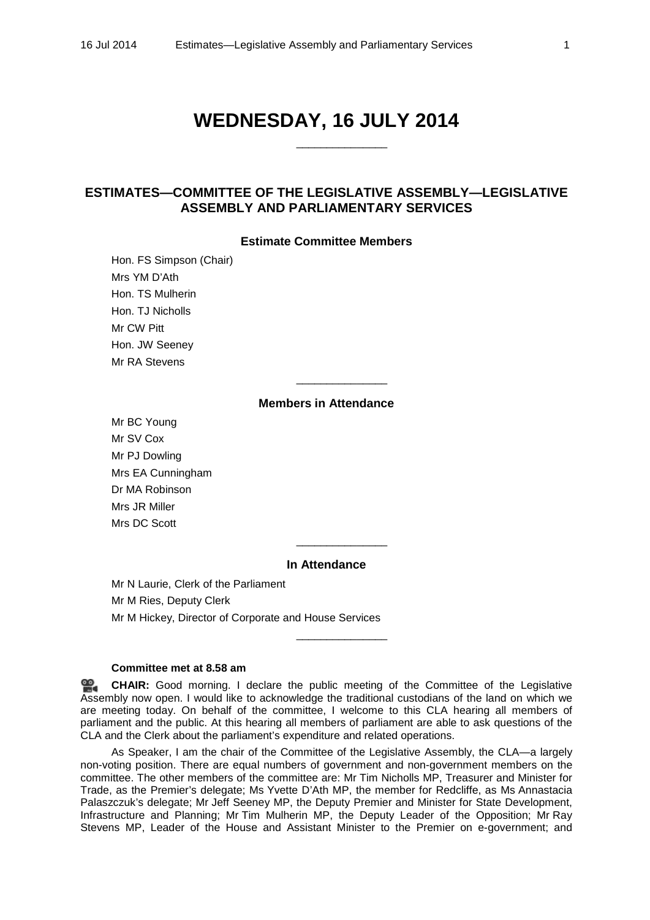# WEDNESDAY, 16 JULY 2014

______________

## ESTIMATES—COMMITTEE OF THE LEGISLATIVE ASSEMBLY—LEGISLATIVE ASSEMBLY AND PARLIAMENTARY SERVICES

### Estimate Committee Members

Hon. FS Simpson (Chair)
Mrs YM D'Ath
Hon. TS Mulherin
Hon. TJ Nicholls
Mr CW Pitt
Hon. JW Seeney
Mr RA Stevens

______________

### Members in Attendance

Mr BC Young
Mr SV Cox
Mr PJ Dowling
Mrs EA Cunningham
Dr MA Robinson
Mrs JR Miller
Mrs DC Scott

______________

### In Attendance

Mr N Laurie, Clerk of the Parliament
Mr M Ries, Deputy Clerk
Mr M Hickey, Director of Corporate and House Services

______________

**Committee met at 8.58 am**

**CHAIR:** Good morning. I declare the public meeting of the Committee of the Legislative Assembly now open. I would like to acknowledge the traditional custodians of the land on which we are meeting today. On behalf of the committee, I welcome to this CLA hearing all members of parliament and the public. At this hearing all members of parliament are able to ask questions of the CLA and the Clerk about the parliament's expenditure and related operations.

As Speaker, I am the chair of the Committee of the Legislative Assembly, the CLA—a largely non-voting position. There are equal numbers of government and non-government members on the committee. The other members of the committee are: Mr Tim Nicholls MP, Treasurer and Minister for Trade, as the Premier's delegate; Ms Yvette D'Ath MP, the member for Redcliffe, as Ms Annastacia Palaszczuk's delegate; Mr Jeff Seeney MP, the Deputy Premier and Minister for State Development, Infrastructure and Planning; Mr Tim Mulherin MP, the Deputy Leader of the Opposition; Mr Ray Stevens MP, Leader of the House and Assistant Minister to the Premier on e-government; and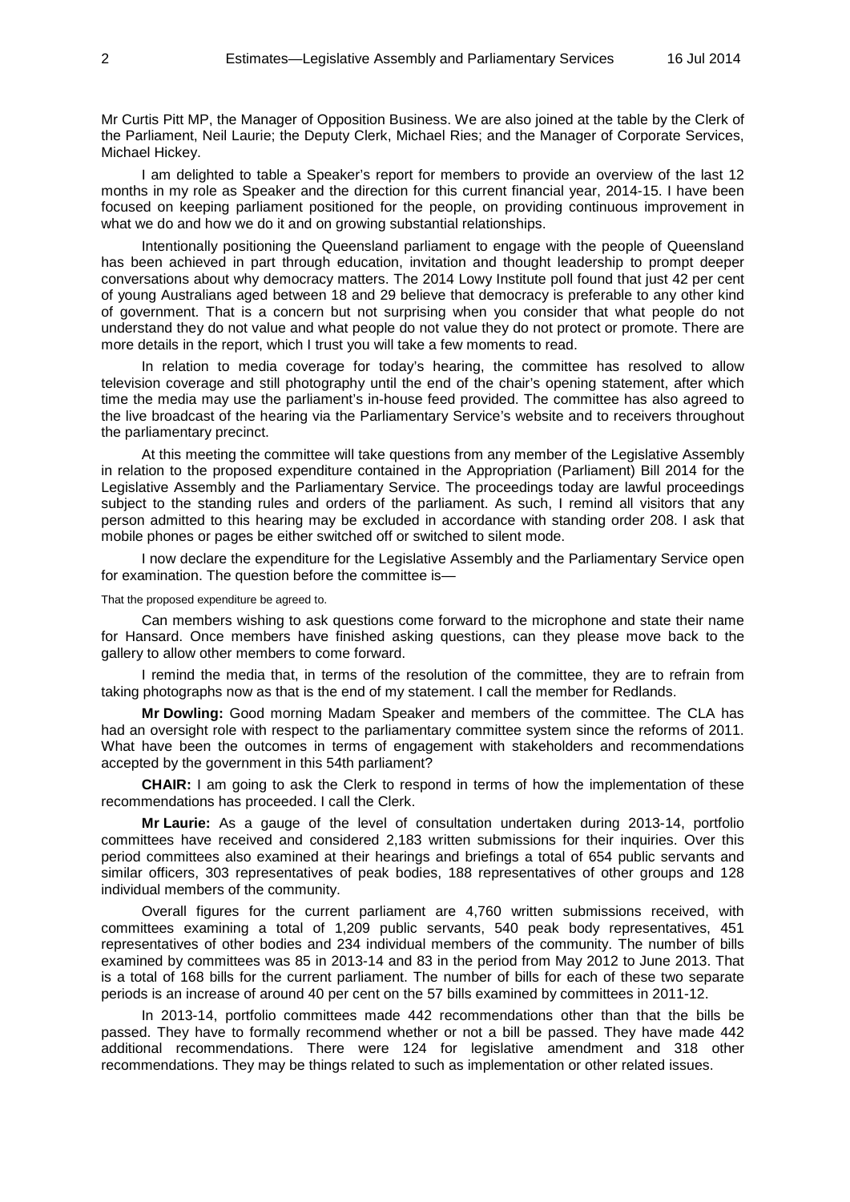Mr Curtis Pitt MP, the Manager of Opposition Business. We are also joined at the table by the Clerk of the Parliament, Neil Laurie; the Deputy Clerk, Michael Ries; and the Manager of Corporate Services, Michael Hickey.

I am delighted to table a Speaker's report for members to provide an overview of the last 12 months in my role as Speaker and the direction for this current financial year, 2014-15. I have been focused on keeping parliament positioned for the people, on providing continuous improvement in what we do and how we do it and on growing substantial relationships.

Intentionally positioning the Queensland parliament to engage with the people of Queensland has been achieved in part through education, invitation and thought leadership to prompt deeper conversations about why democracy matters. The 2014 Lowy Institute poll found that just 42 per cent of young Australians aged between 18 and 29 believe that democracy is preferable to any other kind of government. That is a concern but not surprising when you consider that what people do not understand they do not value and what people do not value they do not protect or promote. There are more details in the report, which I trust you will take a few moments to read.

In relation to media coverage for today's hearing, the committee has resolved to allow television coverage and still photography until the end of the chair's opening statement, after which time the media may use the parliament's in-house feed provided. The committee has also agreed to the live broadcast of the hearing via the Parliamentary Service's website and to receivers throughout the parliamentary precinct.

At this meeting the committee will take questions from any member of the Legislative Assembly in relation to the proposed expenditure contained in the Appropriation (Parliament) Bill 2014 for the Legislative Assembly and the Parliamentary Service. The proceedings today are lawful proceedings subject to the standing rules and orders of the parliament. As such, I remind all visitors that any person admitted to this hearing may be excluded in accordance with standing order 208. I ask that mobile phones or pages be either switched off or switched to silent mode.

I now declare the expenditure for the Legislative Assembly and the Parliamentary Service open for examination. The question before the committee is—

That the proposed expenditure be agreed to.

Can members wishing to ask questions come forward to the microphone and state their name for Hansard. Once members have finished asking questions, can they please move back to the gallery to allow other members to come forward.

I remind the media that, in terms of the resolution of the committee, they are to refrain from taking photographs now as that is the end of my statement. I call the member for Redlands.

**Mr Dowling:** Good morning Madam Speaker and members of the committee. The CLA has had an oversight role with respect to the parliamentary committee system since the reforms of 2011. What have been the outcomes in terms of engagement with stakeholders and recommendations accepted by the government in this 54th parliament?

**CHAIR:** I am going to ask the Clerk to respond in terms of how the implementation of these recommendations has proceeded. I call the Clerk.

**Mr Laurie:** As a gauge of the level of consultation undertaken during 2013-14, portfolio committees have received and considered 2,183 written submissions for their inquiries. Over this period committees also examined at their hearings and briefings a total of 654 public servants and similar officers, 303 representatives of peak bodies, 188 representatives of other groups and 128 individual members of the community.

Overall figures for the current parliament are 4,760 written submissions received, with committees examining a total of 1,209 public servants, 540 peak body representatives, 451 representatives of other bodies and 234 individual members of the community. The number of bills examined by committees was 85 in 2013-14 and 83 in the period from May 2012 to June 2013. That is a total of 168 bills for the current parliament. The number of bills for each of these two separate periods is an increase of around 40 per cent on the 57 bills examined by committees in 2011-12.

In 2013-14, portfolio committees made 442 recommendations other than that the bills be passed. They have to formally recommend whether or not a bill be passed. They have made 442 additional recommendations. There were 124 for legislative amendment and 318 other recommendations. They may be things related to such as implementation or other related issues.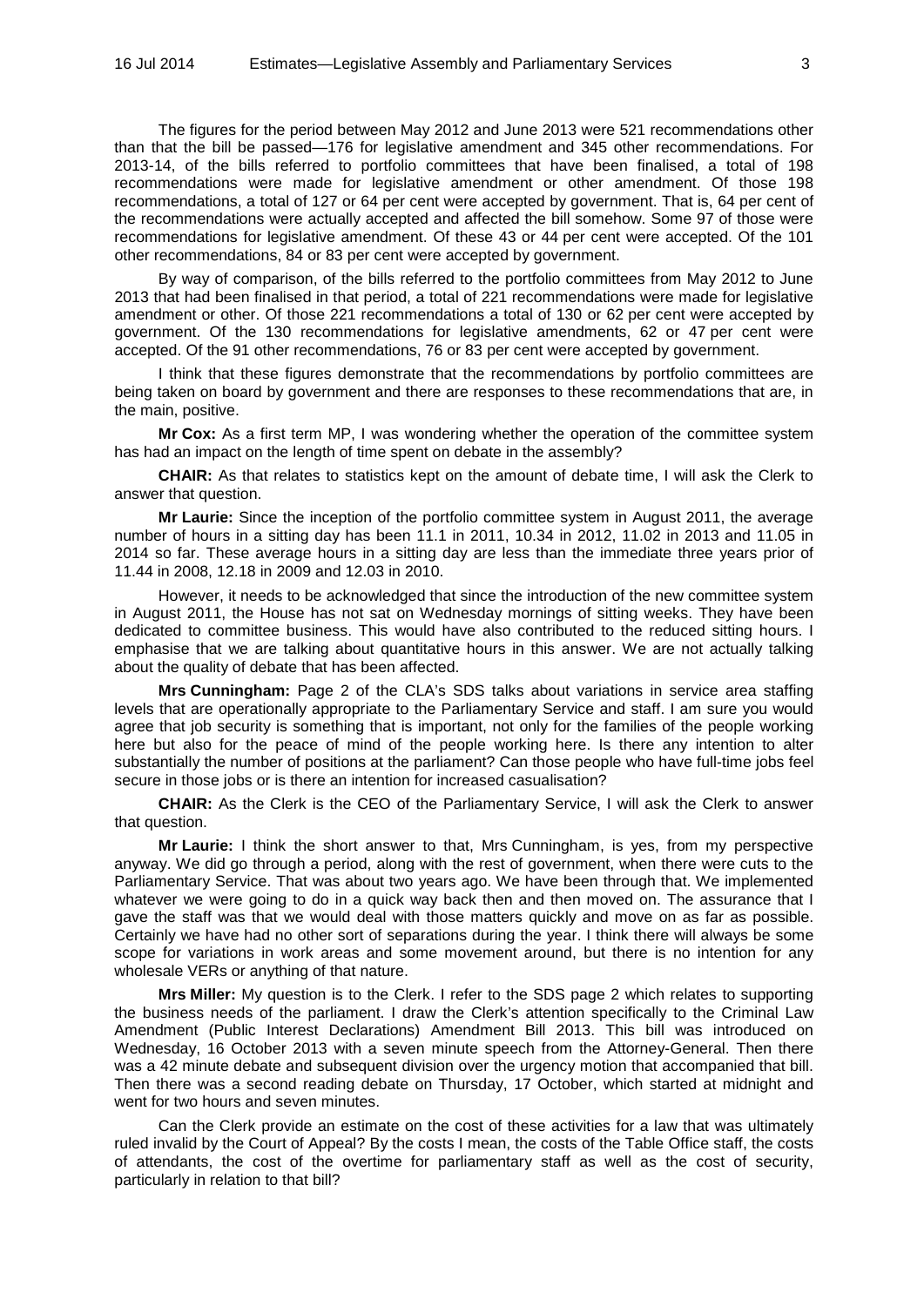The figures for the period between May 2012 and June 2013 were 521 recommendations other than that the bill be passed—176 for legislative amendment and 345 other recommendations. For 2013-14, of the bills referred to portfolio committees that have been finalised, a total of 198 recommendations were made for legislative amendment or other amendment. Of those 198 recommendations, a total of 127 or 64 per cent were accepted by government. That is, 64 per cent of the recommendations were actually accepted and affected the bill somehow. Some 97 of those were recommendations for legislative amendment. Of these 43 or 44 per cent were accepted. Of the 101 other recommendations, 84 or 83 per cent were accepted by government.

By way of comparison, of the bills referred to the portfolio committees from May 2012 to June 2013 that had been finalised in that period, a total of 221 recommendations were made for legislative amendment or other. Of those 221 recommendations a total of 130 or 62 per cent were accepted by government. Of the 130 recommendations for legislative amendments, 62 or 47 per cent were accepted. Of the 91 other recommendations, 76 or 83 per cent were accepted by government.

I think that these figures demonstrate that the recommendations by portfolio committees are being taken on board by government and there are responses to these recommendations that are, in the main, positive.

**Mr Cox:** As a first term MP, I was wondering whether the operation of the committee system has had an impact on the length of time spent on debate in the assembly?

**CHAIR:** As that relates to statistics kept on the amount of debate time, I will ask the Clerk to answer that question.

**Mr Laurie:** Since the inception of the portfolio committee system in August 2011, the average number of hours in a sitting day has been 11.1 in 2011, 10.34 in 2012, 11.02 in 2013 and 11.05 in 2014 so far. These average hours in a sitting day are less than the immediate three years prior of 11.44 in 2008, 12.18 in 2009 and 12.03 in 2010.

However, it needs to be acknowledged that since the introduction of the new committee system in August 2011, the House has not sat on Wednesday mornings of sitting weeks. They have been dedicated to committee business. This would have also contributed to the reduced sitting hours. I emphasise that we are talking about quantitative hours in this answer. We are not actually talking about the quality of debate that has been affected.

**Mrs Cunningham:** Page 2 of the CLA's SDS talks about variations in service area staffing levels that are operationally appropriate to the Parliamentary Service and staff. I am sure you would agree that job security is something that is important, not only for the families of the people working here but also for the peace of mind of the people working here. Is there any intention to alter substantially the number of positions at the parliament? Can those people who have full-time jobs feel secure in those jobs or is there an intention for increased casualisation?

**CHAIR:** As the Clerk is the CEO of the Parliamentary Service, I will ask the Clerk to answer that question.

**Mr Laurie:** I think the short answer to that, Mrs Cunningham, is yes, from my perspective anyway. We did go through a period, along with the rest of government, when there were cuts to the Parliamentary Service. That was about two years ago. We have been through that. We implemented whatever we were going to do in a quick way back then and then moved on. The assurance that I gave the staff was that we would deal with those matters quickly and move on as far as possible. Certainly we have had no other sort of separations during the year. I think there will always be some scope for variations in work areas and some movement around, but there is no intention for any wholesale VERs or anything of that nature.

**Mrs Miller:** My question is to the Clerk. I refer to the SDS page 2 which relates to supporting the business needs of the parliament. I draw the Clerk's attention specifically to the Criminal Law Amendment (Public Interest Declarations) Amendment Bill 2013. This bill was introduced on Wednesday, 16 October 2013 with a seven minute speech from the Attorney-General. Then there was a 42 minute debate and subsequent division over the urgency motion that accompanied that bill. Then there was a second reading debate on Thursday, 17 October, which started at midnight and went for two hours and seven minutes.

Can the Clerk provide an estimate on the cost of these activities for a law that was ultimately ruled invalid by the Court of Appeal? By the costs I mean, the costs of the Table Office staff, the costs of attendants, the cost of the overtime for parliamentary staff as well as the cost of security, particularly in relation to that bill?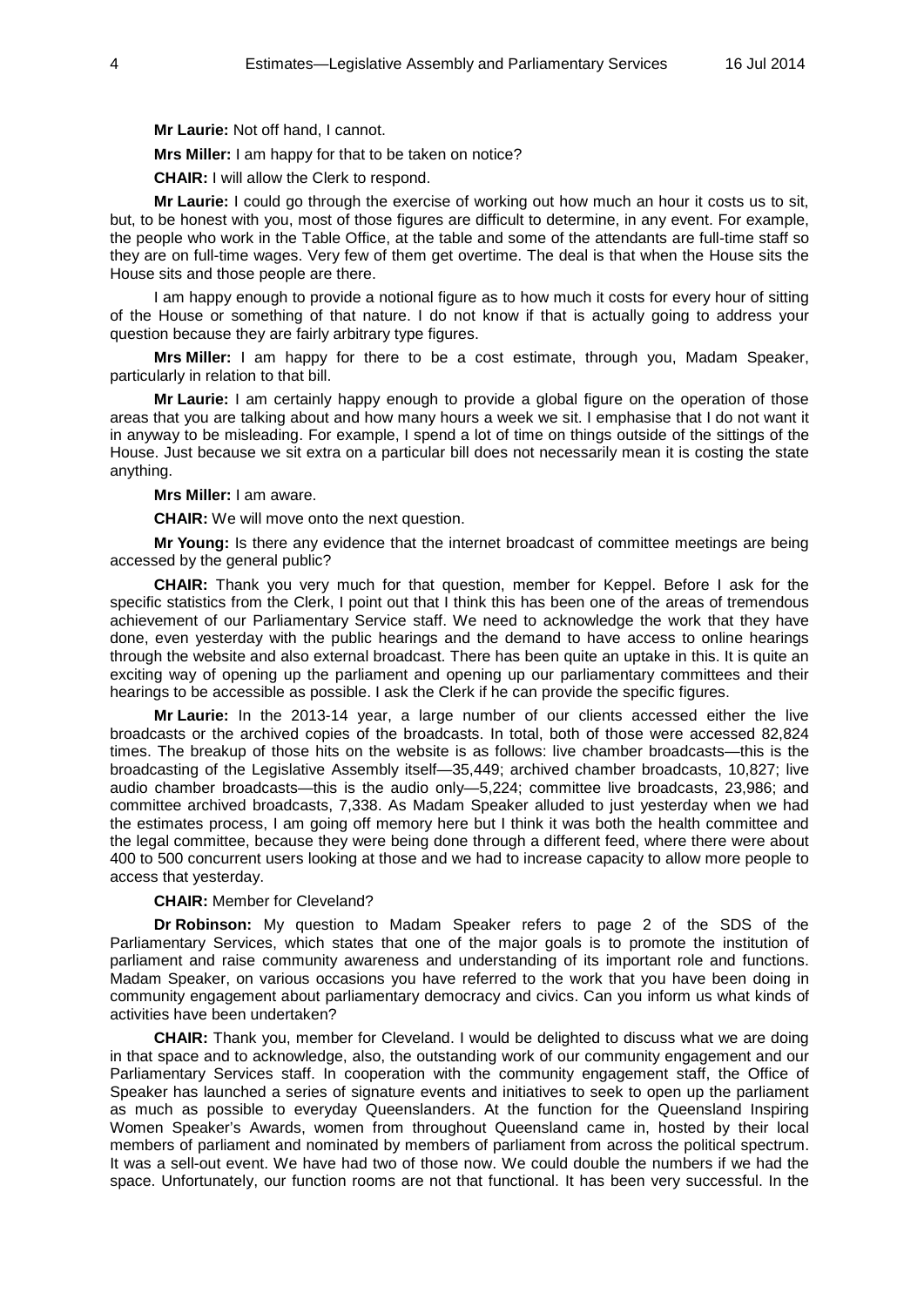**Mr Laurie:** Not off hand, I cannot.

**Mrs Miller:** I am happy for that to be taken on notice?

**CHAIR:** I will allow the Clerk to respond.

**Mr Laurie:** I could go through the exercise of working out how much an hour it costs us to sit, but, to be honest with you, most of those figures are difficult to determine, in any event. For example, the people who work in the Table Office, at the table and some of the attendants are full-time staff so they are on full-time wages. Very few of them get overtime. The deal is that when the House sits the House sits and those people are there.

I am happy enough to provide a notional figure as to how much it costs for every hour of sitting of the House or something of that nature. I do not know if that is actually going to address your question because they are fairly arbitrary type figures.

**Mrs Miller:** I am happy for there to be a cost estimate, through you, Madam Speaker, particularly in relation to that bill.

**Mr Laurie:** I am certainly happy enough to provide a global figure on the operation of those areas that you are talking about and how many hours a week we sit. I emphasise that I do not want it in anyway to be misleading. For example, I spend a lot of time on things outside of the sittings of the House. Just because we sit extra on a particular bill does not necessarily mean it is costing the state anything.

**Mrs Miller:** I am aware.

**CHAIR:** We will move onto the next question.

**Mr Young:** Is there any evidence that the internet broadcast of committee meetings are being accessed by the general public?

**CHAIR:** Thank you very much for that question, member for Keppel. Before I ask for the specific statistics from the Clerk, I point out that I think this has been one of the areas of tremendous achievement of our Parliamentary Service staff. We need to acknowledge the work that they have done, even yesterday with the public hearings and the demand to have access to online hearings through the website and also external broadcast. There has been quite an uptake in this. It is quite an exciting way of opening up the parliament and opening up our parliamentary committees and their hearings to be accessible as possible. I ask the Clerk if he can provide the specific figures.

**Mr Laurie:** In the 2013-14 year, a large number of our clients accessed either the live broadcasts or the archived copies of the broadcasts. In total, both of those were accessed 82,824 times. The breakup of those hits on the website is as follows: live chamber broadcasts—this is the broadcasting of the Legislative Assembly itself—35,449; archived chamber broadcasts, 10,827; live audio chamber broadcasts—this is the audio only—5,224; committee live broadcasts, 23,986; and committee archived broadcasts, 7,338. As Madam Speaker alluded to just yesterday when we had the estimates process, I am going off memory here but I think it was both the health committee and the legal committee, because they were being done through a different feed, where there were about 400 to 500 concurrent users looking at those and we had to increase capacity to allow more people to access that yesterday.

**CHAIR:** Member for Cleveland?

**Dr Robinson:** My question to Madam Speaker refers to page 2 of the SDS of the Parliamentary Services, which states that one of the major goals is to promote the institution of parliament and raise community awareness and understanding of its important role and functions. Madam Speaker, on various occasions you have referred to the work that you have been doing in community engagement about parliamentary democracy and civics. Can you inform us what kinds of activities have been undertaken?

**CHAIR:** Thank you, member for Cleveland. I would be delighted to discuss what we are doing in that space and to acknowledge, also, the outstanding work of our community engagement and our Parliamentary Services staff. In cooperation with the community engagement staff, the Office of Speaker has launched a series of signature events and initiatives to seek to open up the parliament as much as possible to everyday Queenslanders. At the function for the Queensland Inspiring Women Speaker's Awards, women from throughout Queensland came in, hosted by their local members of parliament and nominated by members of parliament from across the political spectrum. It was a sell-out event. We have had two of those now. We could double the numbers if we had the space. Unfortunately, our function rooms are not that functional. It has been very successful. In the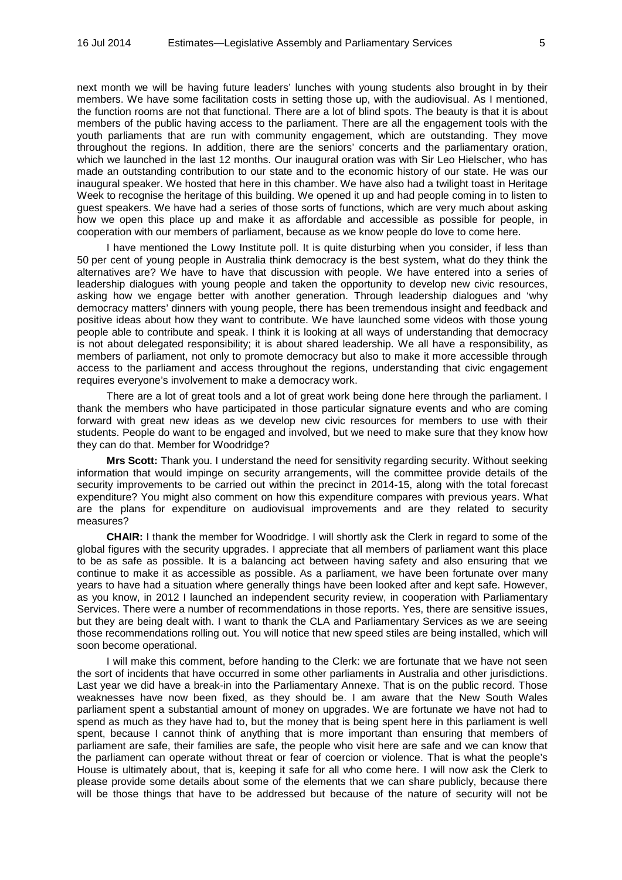next month we will be having future leaders' lunches with young students also brought in by their members. We have some facilitation costs in setting those up, with the audiovisual. As I mentioned, the function rooms are not that functional. There are a lot of blind spots. The beauty is that it is about members of the public having access to the parliament. There are all the engagement tools with the youth parliaments that are run with community engagement, which are outstanding. They move throughout the regions. In addition, there are the seniors' concerts and the parliamentary oration, which we launched in the last 12 months. Our inaugural oration was with Sir Leo Hielscher, who has made an outstanding contribution to our state and to the economic history of our state. He was our inaugural speaker. We hosted that here in this chamber. We have also had a twilight toast in Heritage Week to recognise the heritage of this building. We opened it up and had people coming in to listen to guest speakers. We have had a series of those sorts of functions, which are very much about asking how we open this place up and make it as affordable and accessible as possible for people, in cooperation with our members of parliament, because as we know people do love to come here.

I have mentioned the Lowy Institute poll. It is quite disturbing when you consider, if less than 50 per cent of young people in Australia think democracy is the best system, what do they think the alternatives are? We have to have that discussion with people. We have entered into a series of leadership dialogues with young people and taken the opportunity to develop new civic resources, asking how we engage better with another generation. Through leadership dialogues and 'why democracy matters' dinners with young people, there has been tremendous insight and feedback and positive ideas about how they want to contribute. We have launched some videos with those young people able to contribute and speak. I think it is looking at all ways of understanding that democracy is not about delegated responsibility; it is about shared leadership. We all have a responsibility, as members of parliament, not only to promote democracy but also to make it more accessible through access to the parliament and access throughout the regions, understanding that civic engagement requires everyone's involvement to make a democracy work.

There are a lot of great tools and a lot of great work being done here through the parliament. I thank the members who have participated in those particular signature events and who are coming forward with great new ideas as we develop new civic resources for members to use with their students. People do want to be engaged and involved, but we need to make sure that they know how they can do that. Member for Woodridge?

**Mrs Scott:** Thank you. I understand the need for sensitivity regarding security. Without seeking information that would impinge on security arrangements, will the committee provide details of the security improvements to be carried out within the precinct in 2014-15, along with the total forecast expenditure? You might also comment on how this expenditure compares with previous years. What are the plans for expenditure on audiovisual improvements and are they related to security measures?

**CHAIR:** I thank the member for Woodridge. I will shortly ask the Clerk in regard to some of the global figures with the security upgrades. I appreciate that all members of parliament want this place to be as safe as possible. It is a balancing act between having safety and also ensuring that we continue to make it as accessible as possible. As a parliament, we have been fortunate over many years to have had a situation where generally things have been looked after and kept safe. However, as you know, in 2012 I launched an independent security review, in cooperation with Parliamentary Services. There were a number of recommendations in those reports. Yes, there are sensitive issues, but they are being dealt with. I want to thank the CLA and Parliamentary Services as we are seeing those recommendations rolling out. You will notice that new speed stiles are being installed, which will soon become operational.

I will make this comment, before handing to the Clerk: we are fortunate that we have not seen the sort of incidents that have occurred in some other parliaments in Australia and other jurisdictions. Last year we did have a break-in into the Parliamentary Annexe. That is on the public record. Those weaknesses have now been fixed, as they should be. I am aware that the New South Wales parliament spent a substantial amount of money on upgrades. We are fortunate we have not had to spend as much as they have had to, but the money that is being spent here in this parliament is well spent, because I cannot think of anything that is more important than ensuring that members of parliament are safe, their families are safe, the people who visit here are safe and we can know that the parliament can operate without threat or fear of coercion or violence. That is what the people's House is ultimately about, that is, keeping it safe for all who come here. I will now ask the Clerk to please provide some details about some of the elements that we can share publicly, because there will be those things that have to be addressed but because of the nature of security will not be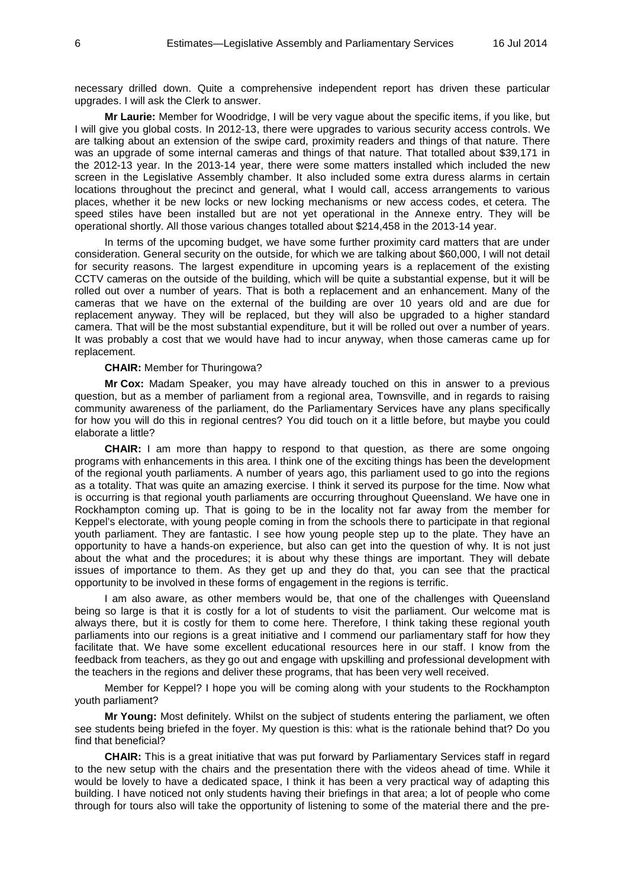necessary drilled down. Quite a comprehensive independent report has driven these particular upgrades. I will ask the Clerk to answer.

**Mr Laurie:** Member for Woodridge, I will be very vague about the specific items, if you like, but I will give you global costs. In 2012-13, there were upgrades to various security access controls. We are talking about an extension of the swipe card, proximity readers and things of that nature. There was an upgrade of some internal cameras and things of that nature. That totalled about $39,171 in the 2012-13 year. In the 2013-14 year, there were some matters installed which included the new screen in the Legislative Assembly chamber. It also included some extra duress alarms in certain locations throughout the precinct and general, what I would call, access arrangements to various places, whether it be new locks or new locking mechanisms or new access codes, et cetera. The speed stiles have been installed but are not yet operational in the Annexe entry. They will be operational shortly. All those various changes totalled about $214,458 in the 2013-14 year.

In terms of the upcoming budget, we have some further proximity card matters that are under consideration. General security on the outside, for which we are talking about $60,000, I will not detail for security reasons. The largest expenditure in upcoming years is a replacement of the existing CCTV cameras on the outside of the building, which will be quite a substantial expense, but it will be rolled out over a number of years. That is both a replacement and an enhancement. Many of the cameras that we have on the external of the building are over 10 years old and are due for replacement anyway. They will be replaced, but they will also be upgraded to a higher standard camera. That will be the most substantial expenditure, but it will be rolled out over a number of years. It was probably a cost that we would have had to incur anyway, when those cameras came up for replacement.

**CHAIR:** Member for Thuringowa?

**Mr Cox:** Madam Speaker, you may have already touched on this in answer to a previous question, but as a member of parliament from a regional area, Townsville, and in regards to raising community awareness of the parliament, do the Parliamentary Services have any plans specifically for how you will do this in regional centres? You did touch on it a little before, but maybe you could elaborate a little?

**CHAIR:** I am more than happy to respond to that question, as there are some ongoing programs with enhancements in this area. I think one of the exciting things has been the development of the regional youth parliaments. A number of years ago, this parliament used to go into the regions as a totality. That was quite an amazing exercise. I think it served its purpose for the time. Now what is occurring is that regional youth parliaments are occurring throughout Queensland. We have one in Rockhampton coming up. That is going to be in the locality not far away from the member for Keppel's electorate, with young people coming in from the schools there to participate in that regional youth parliament. They are fantastic. I see how young people step up to the plate. They have an opportunity to have a hands-on experience, but also can get into the question of why. It is not just about the what and the procedures; it is about why these things are important. They will debate issues of importance to them. As they get up and they do that, you can see that the practical opportunity to be involved in these forms of engagement in the regions is terrific.

I am also aware, as other members would be, that one of the challenges with Queensland being so large is that it is costly for a lot of students to visit the parliament. Our welcome mat is always there, but it is costly for them to come here. Therefore, I think taking these regional youth parliaments into our regions is a great initiative and I commend our parliamentary staff for how they facilitate that. We have some excellent educational resources here in our staff. I know from the feedback from teachers, as they go out and engage with upskilling and professional development with the teachers in the regions and deliver these programs, that has been very well received.

Member for Keppel? I hope you will be coming along with your students to the Rockhampton youth parliament?

**Mr Young:** Most definitely. Whilst on the subject of students entering the parliament, we often see students being briefed in the foyer. My question is this: what is the rationale behind that? Do you find that beneficial?

**CHAIR:** This is a great initiative that was put forward by Parliamentary Services staff in regard to the new setup with the chairs and the presentation there with the videos ahead of time. While it would be lovely to have a dedicated space, I think it has been a very practical way of adapting this building. I have noticed not only students having their briefings in that area; a lot of people who come through for tours also will take the opportunity of listening to some of the material there and the pre-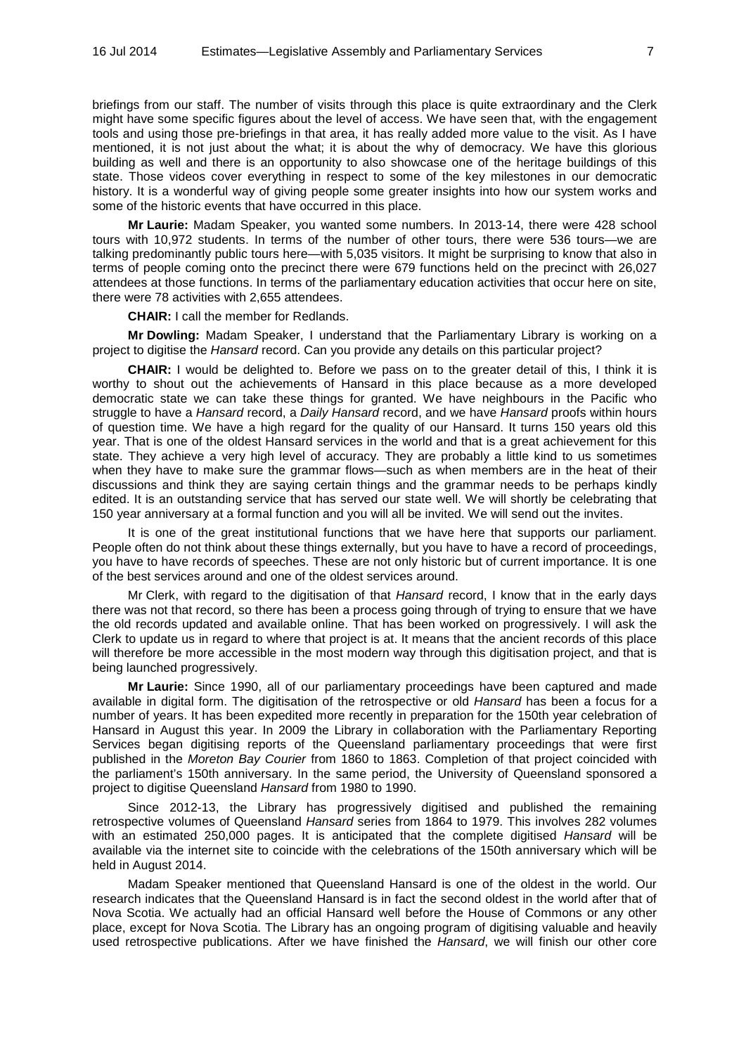briefings from our staff. The number of visits through this place is quite extraordinary and the Clerk might have some specific figures about the level of access. We have seen that, with the engagement tools and using those pre-briefings in that area, it has really added more value to the visit. As I have mentioned, it is not just about the what; it is about the why of democracy. We have this glorious building as well and there is an opportunity to also showcase one of the heritage buildings of this state. Those videos cover everything in respect to some of the key milestones in our democratic history. It is a wonderful way of giving people some greater insights into how our system works and some of the historic events that have occurred in this place.

**Mr Laurie:** Madam Speaker, you wanted some numbers. In 2013-14, there were 428 school tours with 10,972 students. In terms of the number of other tours, there were 536 tours—we are talking predominantly public tours here—with 5,035 visitors. It might be surprising to know that also in terms of people coming onto the precinct there were 679 functions held on the precinct with 26,027 attendees at those functions. In terms of the parliamentary education activities that occur here on site, there were 78 activities with 2,655 attendees.

**CHAIR:** I call the member for Redlands.

**Mr Dowling:** Madam Speaker, I understand that the Parliamentary Library is working on a project to digitise the *Hansard* record. Can you provide any details on this particular project?

**CHAIR:** I would be delighted to. Before we pass on to the greater detail of this, I think it is worthy to shout out the achievements of Hansard in this place because as a more developed democratic state we can take these things for granted. We have neighbours in the Pacific who struggle to have a *Hansard* record, a *Daily Hansard* record, and we have *Hansard* proofs within hours of question time. We have a high regard for the quality of our Hansard. It turns 150 years old this year. That is one of the oldest Hansard services in the world and that is a great achievement for this state. They achieve a very high level of accuracy. They are probably a little kind to us sometimes when they have to make sure the grammar flows—such as when members are in the heat of their discussions and think they are saying certain things and the grammar needs to be perhaps kindly edited. It is an outstanding service that has served our state well. We will shortly be celebrating that 150 year anniversary at a formal function and you will all be invited. We will send out the invites.

It is one of the great institutional functions that we have here that supports our parliament. People often do not think about these things externally, but you have to have a record of proceedings, you have to have records of speeches. These are not only historic but of current importance. It is one of the best services around and one of the oldest services around.

Mr Clerk, with regard to the digitisation of that *Hansard* record, I know that in the early days there was not that record, so there has been a process going through of trying to ensure that we have the old records updated and available online. That has been worked on progressively. I will ask the Clerk to update us in regard to where that project is at. It means that the ancient records of this place will therefore be more accessible in the most modern way through this digitisation project, and that is being launched progressively.

**Mr Laurie:** Since 1990, all of our parliamentary proceedings have been captured and made available in digital form. The digitisation of the retrospective or old *Hansard* has been a focus for a number of years. It has been expedited more recently in preparation for the 150th year celebration of Hansard in August this year. In 2009 the Library in collaboration with the Parliamentary Reporting Services began digitising reports of the Queensland parliamentary proceedings that were first published in the *Moreton Bay Courier* from 1860 to 1863. Completion of that project coincided with the parliament's 150th anniversary. In the same period, the University of Queensland sponsored a project to digitise Queensland *Hansard* from 1980 to 1990.

Since 2012-13, the Library has progressively digitised and published the remaining retrospective volumes of Queensland *Hansard* series from 1864 to 1979. This involves 282 volumes with an estimated 250,000 pages. It is anticipated that the complete digitised *Hansard* will be available via the internet site to coincide with the celebrations of the 150th anniversary which will be held in August 2014.

Madam Speaker mentioned that Queensland Hansard is one of the oldest in the world. Our research indicates that the Queensland Hansard is in fact the second oldest in the world after that of Nova Scotia. We actually had an official Hansard well before the House of Commons or any other place, except for Nova Scotia. The Library has an ongoing program of digitising valuable and heavily used retrospective publications. After we have finished the *Hansard*, we will finish our other core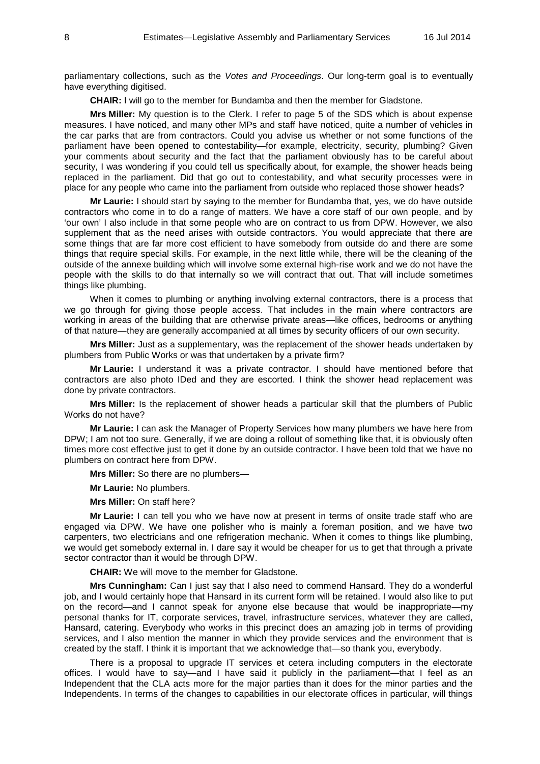parliamentary collections, such as the *Votes and Proceedings*. Our long-term goal is to eventually have everything digitised.

**CHAIR:** I will go to the member for Bundamba and then the member for Gladstone.

**Mrs Miller:** My question is to the Clerk. I refer to page 5 of the SDS which is about expense measures. I have noticed, and many other MPs and staff have noticed, quite a number of vehicles in the car parks that are from contractors. Could you advise us whether or not some functions of the parliament have been opened to contestability—for example, electricity, security, plumbing? Given your comments about security and the fact that the parliament obviously has to be careful about security, I was wondering if you could tell us specifically about, for example, the shower heads being replaced in the parliament. Did that go out to contestability, and what security processes were in place for any people who came into the parliament from outside who replaced those shower heads?

**Mr Laurie:** I should start by saying to the member for Bundamba that, yes, we do have outside contractors who come in to do a range of matters. We have a core staff of our own people, and by 'our own' I also include in that some people who are on contract to us from DPW. However, we also supplement that as the need arises with outside contractors. You would appreciate that there are some things that are far more cost efficient to have somebody from outside do and there are some things that require special skills. For example, in the next little while, there will be the cleaning of the outside of the annexe building which will involve some external high-rise work and we do not have the people with the skills to do that internally so we will contract that out. That will include sometimes things like plumbing.

When it comes to plumbing or anything involving external contractors, there is a process that we go through for giving those people access. That includes in the main where contractors are working in areas of the building that are otherwise private areas—like offices, bedrooms or anything of that nature—they are generally accompanied at all times by security officers of our own security.

**Mrs Miller:** Just as a supplementary, was the replacement of the shower heads undertaken by plumbers from Public Works or was that undertaken by a private firm?

**Mr Laurie:** I understand it was a private contractor. I should have mentioned before that contractors are also photo IDed and they are escorted. I think the shower head replacement was done by private contractors.

**Mrs Miller:** Is the replacement of shower heads a particular skill that the plumbers of Public Works do not have?

**Mr Laurie:** I can ask the Manager of Property Services how many plumbers we have here from DPW; I am not too sure. Generally, if we are doing a rollout of something like that, it is obviously often times more cost effective just to get it done by an outside contractor. I have been told that we have no plumbers on contract here from DPW.

**Mrs Miller:** So there are no plumbers—

**Mr Laurie:** No plumbers.

**Mrs Miller:** On staff here?

**Mr Laurie:** I can tell you who we have now at present in terms of onsite trade staff who are engaged via DPW. We have one polisher who is mainly a foreman position, and we have two carpenters, two electricians and one refrigeration mechanic. When it comes to things like plumbing, we would get somebody external in. I dare say it would be cheaper for us to get that through a private sector contractor than it would be through DPW.

**CHAIR:** We will move to the member for Gladstone.

**Mrs Cunningham:** Can I just say that I also need to commend Hansard. They do a wonderful job, and I would certainly hope that Hansard in its current form will be retained. I would also like to put on the record—and I cannot speak for anyone else because that would be inappropriate—my personal thanks for IT, corporate services, travel, infrastructure services, whatever they are called, Hansard, catering. Everybody who works in this precinct does an amazing job in terms of providing services, and I also mention the manner in which they provide services and the environment that is created by the staff. I think it is important that we acknowledge that—so thank you, everybody.

There is a proposal to upgrade IT services et cetera including computers in the electorate offices. I would have to say—and I have said it publicly in the parliament—that I feel as an Independent that the CLA acts more for the major parties than it does for the minor parties and the Independents. In terms of the changes to capabilities in our electorate offices in particular, will things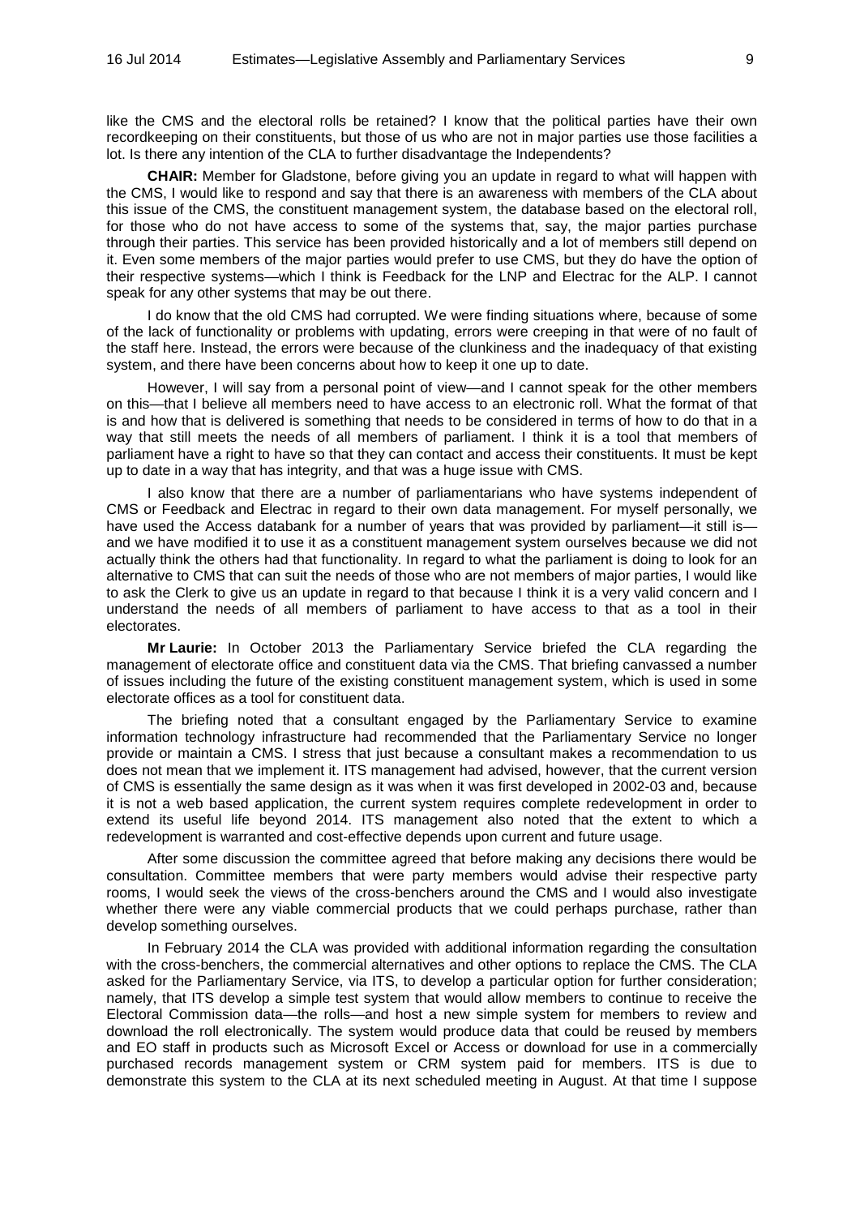like the CMS and the electoral rolls be retained? I know that the political parties have their own recordkeeping on their constituents, but those of us who are not in major parties use those facilities a lot. Is there any intention of the CLA to further disadvantage the Independents?

**CHAIR:** Member for Gladstone, before giving you an update in regard to what will happen with the CMS, I would like to respond and say that there is an awareness with members of the CLA about this issue of the CMS, the constituent management system, the database based on the electoral roll, for those who do not have access to some of the systems that, say, the major parties purchase through their parties. This service has been provided historically and a lot of members still depend on it. Even some members of the major parties would prefer to use CMS, but they do have the option of their respective systems—which I think is Feedback for the LNP and Electrac for the ALP. I cannot speak for any other systems that may be out there.

I do know that the old CMS had corrupted. We were finding situations where, because of some of the lack of functionality or problems with updating, errors were creeping in that were of no fault of the staff here. Instead, the errors were because of the clunkiness and the inadequacy of that existing system, and there have been concerns about how to keep it one up to date.

However, I will say from a personal point of view—and I cannot speak for the other members on this—that I believe all members need to have access to an electronic roll. What the format of that is and how that is delivered is something that needs to be considered in terms of how to do that in a way that still meets the needs of all members of parliament. I think it is a tool that members of parliament have a right to have so that they can contact and access their constituents. It must be kept up to date in a way that has integrity, and that was a huge issue with CMS.

I also know that there are a number of parliamentarians who have systems independent of CMS or Feedback and Electrac in regard to their own data management. For myself personally, we have used the Access databank for a number of years that was provided by parliament—it still is—and we have modified it to use it as a constituent management system ourselves because we did not actually think the others had that functionality. In regard to what the parliament is doing to look for an alternative to CMS that can suit the needs of those who are not members of major parties, I would like to ask the Clerk to give us an update in regard to that because I think it is a very valid concern and I understand the needs of all members of parliament to have access to that as a tool in their electorates.

**Mr Laurie:** In October 2013 the Parliamentary Service briefed the CLA regarding the management of electorate office and constituent data via the CMS. That briefing canvassed a number of issues including the future of the existing constituent management system, which is used in some electorate offices as a tool for constituent data.

The briefing noted that a consultant engaged by the Parliamentary Service to examine information technology infrastructure had recommended that the Parliamentary Service no longer provide or maintain a CMS. I stress that just because a consultant makes a recommendation to us does not mean that we implement it. ITS management had advised, however, that the current version of CMS is essentially the same design as it was when it was first developed in 2002-03 and, because it is not a web based application, the current system requires complete redevelopment in order to extend its useful life beyond 2014. ITS management also noted that the extent to which a redevelopment is warranted and cost-effective depends upon current and future usage.

After some discussion the committee agreed that before making any decisions there would be consultation. Committee members that were party members would advise their respective party rooms, I would seek the views of the cross-benchers around the CMS and I would also investigate whether there were any viable commercial products that we could perhaps purchase, rather than develop something ourselves.

In February 2014 the CLA was provided with additional information regarding the consultation with the cross-benchers, the commercial alternatives and other options to replace the CMS. The CLA asked for the Parliamentary Service, via ITS, to develop a particular option for further consideration; namely, that ITS develop a simple test system that would allow members to continue to receive the Electoral Commission data—the rolls—and host a new simple system for members to review and download the roll electronically. The system would produce data that could be reused by members and EO staff in products such as Microsoft Excel or Access or download for use in a commercially purchased records management system or CRM system paid for members. ITS is due to demonstrate this system to the CLA at its next scheduled meeting in August. At that time I suppose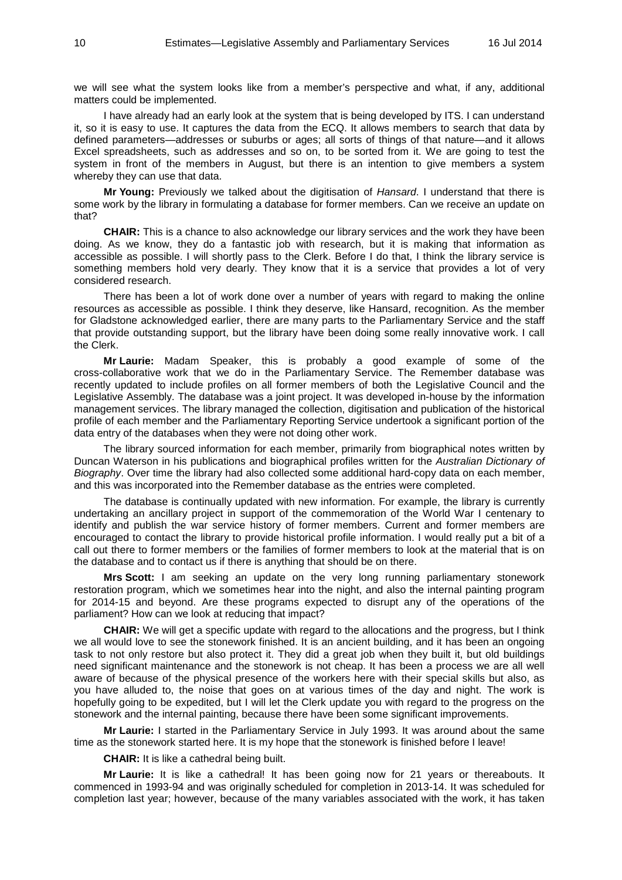we will see what the system looks like from a member's perspective and what, if any, additional matters could be implemented.

I have already had an early look at the system that is being developed by ITS. I can understand it, so it is easy to use. It captures the data from the ECQ. It allows members to search that data by defined parameters—addresses or suburbs or ages; all sorts of things of that nature—and it allows Excel spreadsheets, such as addresses and so on, to be sorted from it. We are going to test the system in front of the members in August, but there is an intention to give members a system whereby they can use that data.

**Mr Young:** Previously we talked about the digitisation of *Hansard*. I understand that there is some work by the library in formulating a database for former members. Can we receive an update on that?

**CHAIR:** This is a chance to also acknowledge our library services and the work they have been doing. As we know, they do a fantastic job with research, but it is making that information as accessible as possible. I will shortly pass to the Clerk. Before I do that, I think the library service is something members hold very dearly. They know that it is a service that provides a lot of very considered research.

There has been a lot of work done over a number of years with regard to making the online resources as accessible as possible. I think they deserve, like Hansard, recognition. As the member for Gladstone acknowledged earlier, there are many parts to the Parliamentary Service and the staff that provide outstanding support, but the library have been doing some really innovative work. I call the Clerk.

**Mr Laurie:** Madam Speaker, this is probably a good example of some of the cross-collaborative work that we do in the Parliamentary Service. The Remember database was recently updated to include profiles on all former members of both the Legislative Council and the Legislative Assembly. The database was a joint project. It was developed in-house by the information management services. The library managed the collection, digitisation and publication of the historical profile of each member and the Parliamentary Reporting Service undertook a significant portion of the data entry of the databases when they were not doing other work.

The library sourced information for each member, primarily from biographical notes written by Duncan Waterson in his publications and biographical profiles written for the *Australian Dictionary of Biography*. Over time the library had also collected some additional hard-copy data on each member, and this was incorporated into the Remember database as the entries were completed.

The database is continually updated with new information. For example, the library is currently undertaking an ancillary project in support of the commemoration of the World War I centenary to identify and publish the war service history of former members. Current and former members are encouraged to contact the library to provide historical profile information. I would really put a bit of a call out there to former members or the families of former members to look at the material that is on the database and to contact us if there is anything that should be on there.

**Mrs Scott:** I am seeking an update on the very long running parliamentary stonework restoration program, which we sometimes hear into the night, and also the internal painting program for 2014-15 and beyond. Are these programs expected to disrupt any of the operations of the parliament? How can we look at reducing that impact?

**CHAIR:** We will get a specific update with regard to the allocations and the progress, but I think we all would love to see the stonework finished. It is an ancient building, and it has been an ongoing task to not only restore but also protect it. They did a great job when they built it, but old buildings need significant maintenance and the stonework is not cheap. It has been a process we are all well aware of because of the physical presence of the workers here with their special skills but also, as you have alluded to, the noise that goes on at various times of the day and night. The work is hopefully going to be expedited, but I will let the Clerk update you with regard to the progress on the stonework and the internal painting, because there have been some significant improvements.

**Mr Laurie:** I started in the Parliamentary Service in July 1993. It was around about the same time as the stonework started here. It is my hope that the stonework is finished before I leave!

**CHAIR:** It is like a cathedral being built.

**Mr Laurie:** It is like a cathedral! It has been going now for 21 years or thereabouts. It commenced in 1993-94 and was originally scheduled for completion in 2013-14. It was scheduled for completion last year; however, because of the many variables associated with the work, it has taken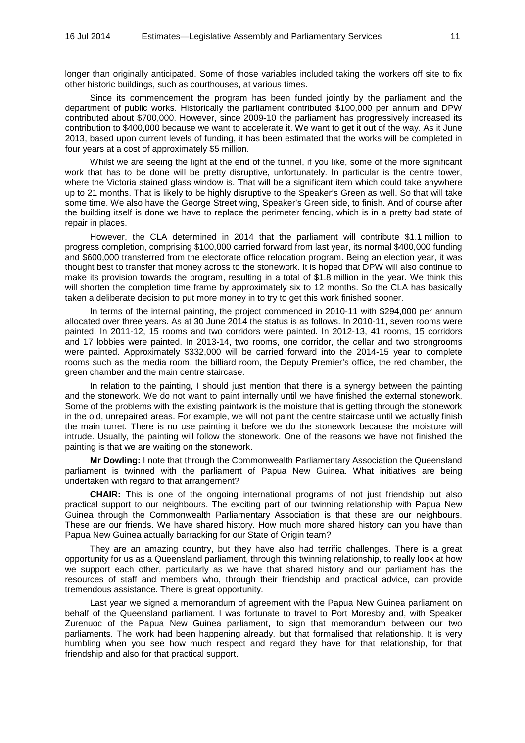longer than originally anticipated. Some of those variables included taking the workers off site to fix other historic buildings, such as courthouses, at various times.

Since its commencement the program has been funded jointly by the parliament and the department of public works. Historically the parliament contributed $100,000 per annum and DPW contributed about $700,000. However, since 2009-10 the parliament has progressively increased its contribution to $400,000 because we want to accelerate it. We want to get it out of the way. As it June 2013, based upon current levels of funding, it has been estimated that the works will be completed in four years at a cost of approximately $5 million.

Whilst we are seeing the light at the end of the tunnel, if you like, some of the more significant work that has to be done will be pretty disruptive, unfortunately. In particular is the centre tower, where the Victoria stained glass window is. That will be a significant item which could take anywhere up to 21 months. That is likely to be highly disruptive to the Speaker's Green as well. So that will take some time. We also have the George Street wing, Speaker's Green side, to finish. And of course after the building itself is done we have to replace the perimeter fencing, which is in a pretty bad state of repair in places.

However, the CLA determined in 2014 that the parliament will contribute $1.1 million to progress completion, comprising $100,000 carried forward from last year, its normal $400,000 funding and $600,000 transferred from the electorate office relocation program. Being an election year, it was thought best to transfer that money across to the stonework. It is hoped that DPW will also continue to make its provision towards the program, resulting in a total of $1.8 million in the year. We think this will shorten the completion time frame by approximately six to 12 months. So the CLA has basically taken a deliberate decision to put more money in to try to get this work finished sooner.

In terms of the internal painting, the project commenced in 2010-11 with $294,000 per annum allocated over three years. As at 30 June 2014 the status is as follows. In 2010-11, seven rooms were painted. In 2011-12, 15 rooms and two corridors were painted. In 2012-13, 41 rooms, 15 corridors and 17 lobbies were painted. In 2013-14, two rooms, one corridor, the cellar and two strongrooms were painted. Approximately $332,000 will be carried forward into the 2014-15 year to complete rooms such as the media room, the billiard room, the Deputy Premier's office, the red chamber, the green chamber and the main centre staircase.

In relation to the painting, I should just mention that there is a synergy between the painting and the stonework. We do not want to paint internally until we have finished the external stonework. Some of the problems with the existing paintwork is the moisture that is getting through the stonework in the old, unrepaired areas. For example, we will not paint the centre staircase until we actually finish the main turret. There is no use painting it before we do the stonework because the moisture will intrude. Usually, the painting will follow the stonework. One of the reasons we have not finished the painting is that we are waiting on the stonework.

**Mr Dowling:** I note that through the Commonwealth Parliamentary Association the Queensland parliament is twinned with the parliament of Papua New Guinea. What initiatives are being undertaken with regard to that arrangement?

**CHAIR:** This is one of the ongoing international programs of not just friendship but also practical support to our neighbours. The exciting part of our twinning relationship with Papua New Guinea through the Commonwealth Parliamentary Association is that these are our neighbours. These are our friends. We have shared history. How much more shared history can you have than Papua New Guinea actually barracking for our State of Origin team?

They are an amazing country, but they have also had terrific challenges. There is a great opportunity for us as a Queensland parliament, through this twinning relationship, to really look at how we support each other, particularly as we have that shared history and our parliament has the resources of staff and members who, through their friendship and practical advice, can provide tremendous assistance. There is great opportunity.

Last year we signed a memorandum of agreement with the Papua New Guinea parliament on behalf of the Queensland parliament. I was fortunate to travel to Port Moresby and, with Speaker Zurenuoc of the Papua New Guinea parliament, to sign that memorandum between our two parliaments. The work had been happening already, but that formalised that relationship. It is very humbling when you see how much respect and regard they have for that relationship, for that friendship and also for that practical support.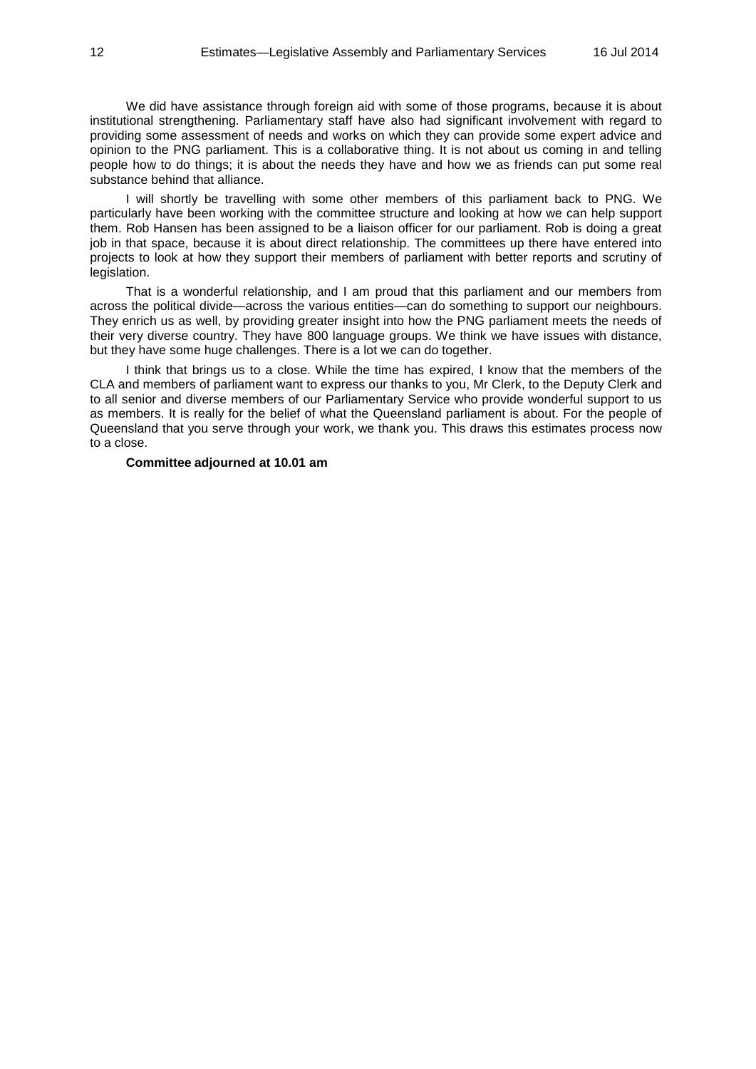We did have assistance through foreign aid with some of those programs, because it is about institutional strengthening. Parliamentary staff have also had significant involvement with regard to providing some assessment of needs and works on which they can provide some expert advice and opinion to the PNG parliament. This is a collaborative thing. It is not about us coming in and telling people how to do things; it is about the needs they have and how we as friends can put some real substance behind that alliance.

I will shortly be travelling with some other members of this parliament back to PNG. We particularly have been working with the committee structure and looking at how we can help support them. Rob Hansen has been assigned to be a liaison officer for our parliament. Rob is doing a great job in that space, because it is about direct relationship. The committees up there have entered into projects to look at how they support their members of parliament with better reports and scrutiny of legislation.

That is a wonderful relationship, and I am proud that this parliament and our members from across the political divide—across the various entities—can do something to support our neighbours. They enrich us as well, by providing greater insight into how the PNG parliament meets the needs of their very diverse country. They have 800 language groups. We think we have issues with distance, but they have some huge challenges. There is a lot we can do together.

I think that brings us to a close. While the time has expired, I know that the members of the CLA and members of parliament want to express our thanks to you, Mr Clerk, to the Deputy Clerk and to all senior and diverse members of our Parliamentary Service who provide wonderful support to us as members. It is really for the belief of what the Queensland parliament is about. For the people of Queensland that you serve through your work, we thank you. This draws this estimates process now to a close.

**Committee adjourned at 10.01 am**